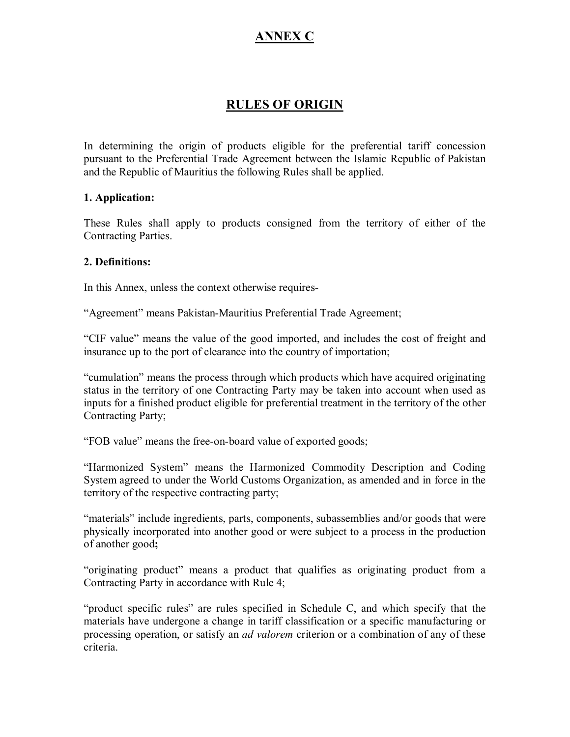# ANNEX C

## RULES OF ORIGIN

In determining the origin of products eligible for the preferential tariff concession pursuant to the Preferential Trade Agreement between the Islamic Republic of Pakistan and the Republic of Mauritius the following Rules shall be applied.

**1. Application:**

These Rules shall apply to products consigned from the territory of either of the Contracting Parties.

**2. Definitions:**

In this Annex, unless the context otherwise requires-

"Agreement" means Pakistan-Mauritius Preferential Trade Agreement;

"CIF value" means the value of the good imported, and includes the cost of freight and insurance up to the port of clearance into the country of importation;

"cumulation" means the process through which products which have acquired originating status in the territory of one Contracting Party may be taken into account when used as inputs for a finished product eligible for preferential treatment in the territory of the other Contracting Party;

"FOB value" means the free-on-board value of exported goods;

"Harmonized System" means the Harmonized Commodity Description and Coding System agreed to under the World Customs Organization, as amended and in force in the territory of the respective contracting party;

"materials" include ingredients, parts, components, subassemblies and/or goods that were physically incorporated into another good or were subject to a process in the production of another good**;**

"originating product" means a product that qualifies as originating product from a Contracting Party in accordance with Rule 4;

"product specific rules" are rules specified in Schedule C, and which specify that the materials have undergone a change in tariff classification or a specific manufacturing or processing operation, or satisfy an *ad valorem* criterion or a combination of any of these criteria.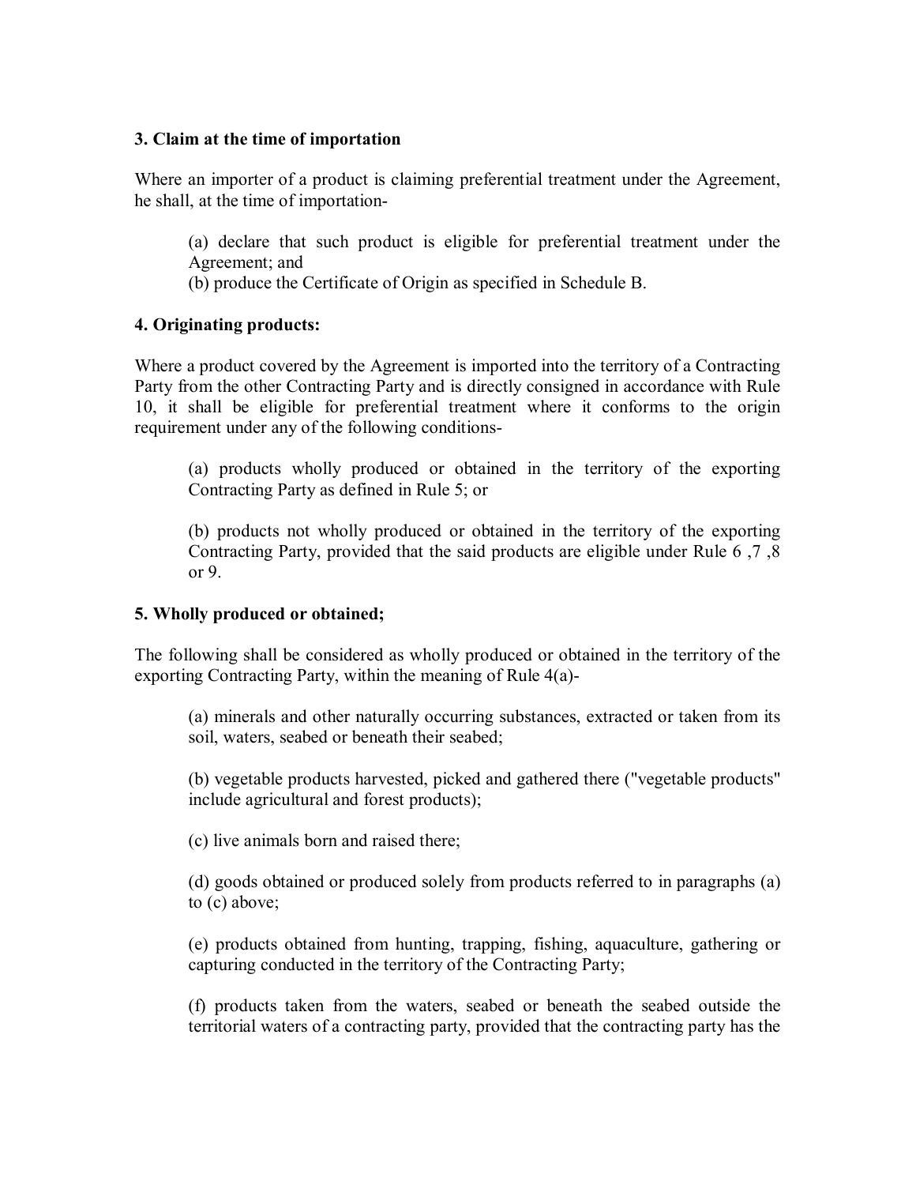**3. Claim at the time of importation**

Where an importer of a product is claiming preferential treatment under the Agreement, he shall, at the time of importation-

(a) declare that such product is eligible for preferential treatment under the Agreement; and
(b) produce the Certificate of Origin as specified in Schedule B.

**4. Originating products:**

Where a product covered by the Agreement is imported into the territory of a Contracting Party from the other Contracting Party and is directly consigned in accordance with Rule 10, it shall be eligible for preferential treatment where it conforms to the origin requirement under any of the following conditions-

(a) products wholly produced or obtained in the territory of the exporting Contracting Party as defined in Rule 5; or

(b) products not wholly produced or obtained in the territory of the exporting Contracting Party, provided that the said products are eligible under Rule 6 ,7 ,8 or 9.

**5. Wholly produced or obtained;**

The following shall be considered as wholly produced or obtained in the territory of the exporting Contracting Party, within the meaning of Rule 4(a)-

(a) minerals and other naturally occurring substances, extracted or taken from its soil, waters, seabed or beneath their seabed;

(b) vegetable products harvested, picked and gathered there ("vegetable products" include agricultural and forest products);

(c) live animals born and raised there;

(d) goods obtained or produced solely from products referred to in paragraphs (a) to (c) above;

(e) products obtained from hunting, trapping, fishing, aquaculture, gathering or capturing conducted in the territory of the Contracting Party;

(f) products taken from the waters, seabed or beneath the seabed outside the territorial waters of a contracting party, provided that the contracting party has the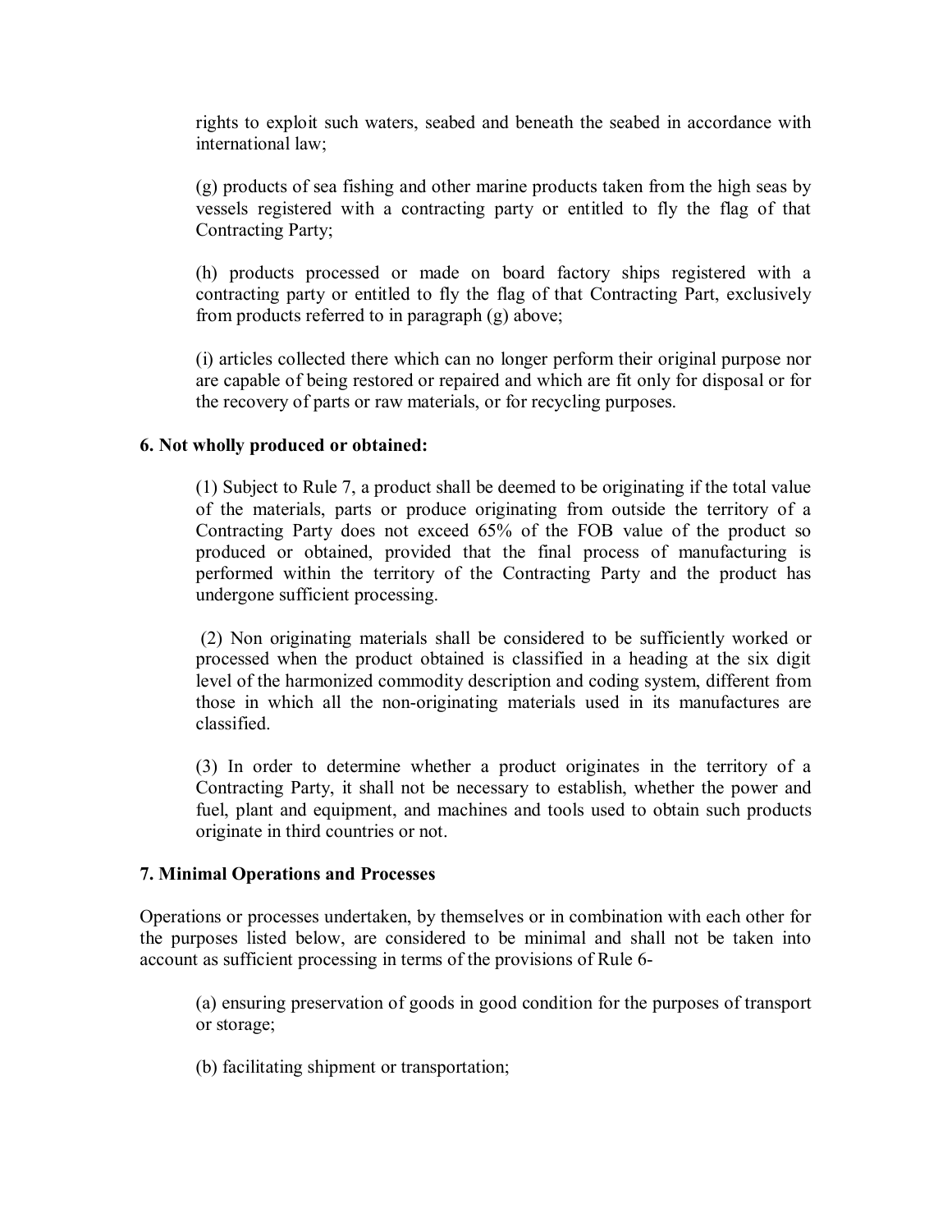rights to exploit such waters, seabed and beneath the seabed in accordance with international law;

(g) products of sea fishing and other marine products taken from the high seas by vessels registered with a contracting party or entitled to fly the flag of that Contracting Party;

(h) products processed or made on board factory ships registered with a contracting party or entitled to fly the flag of that Contracting Part, exclusively from products referred to in paragraph (g) above;

(i) articles collected there which can no longer perform their original purpose nor are capable of being restored or repaired and which are fit only for disposal or for the recovery of parts or raw materials, or for recycling purposes.

**6. Not wholly produced or obtained:**

(1) Subject to Rule 7, a product shall be deemed to be originating if the total value of the materials, parts or produce originating from outside the territory of a Contracting Party does not exceed 65% of the FOB value of the product so produced or obtained, provided that the final process of manufacturing is performed within the territory of the Contracting Party and the product has undergone sufficient processing.

(2) Non originating materials shall be considered to be sufficiently worked or processed when the product obtained is classified in a heading at the six digit level of the harmonized commodity description and coding system, different from those in which all the non-originating materials used in its manufactures are classified.

(3) In order to determine whether a product originates in the territory of a Contracting Party, it shall not be necessary to establish, whether the power and fuel, plant and equipment, and machines and tools used to obtain such products originate in third countries or not.

**7. Minimal Operations and Processes**

Operations or processes undertaken, by themselves or in combination with each other for the purposes listed below, are considered to be minimal and shall not be taken into account as sufficient processing in terms of the provisions of Rule 6-

(a) ensuring preservation of goods in good condition for the purposes of transport or storage;

(b) facilitating shipment or transportation;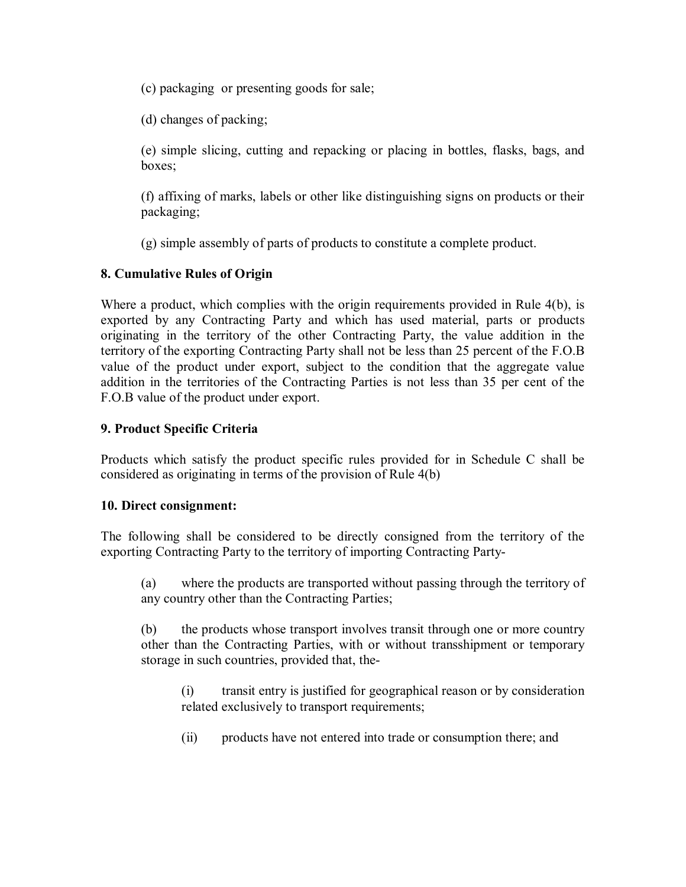(c) packaging or presenting goods for sale;

(d) changes of packing;

(e) simple slicing, cutting and repacking or placing in bottles, flasks, bags, and boxes;

(f) affixing of marks, labels or other like distinguishing signs on products or their packaging;

(g) simple assembly of parts of products to constitute a complete product.

**8. Cumulative Rules of Origin**

Where a product, which complies with the origin requirements provided in Rule 4(b), is exported by any Contracting Party and which has used material, parts or products originating in the territory of the other Contracting Party, the value addition in the territory of the exporting Contracting Party shall not be less than 25 percent of the F.O.B value of the product under export, subject to the condition that the aggregate value addition in the territories of the Contracting Parties is not less than 35 per cent of the F.O.B value of the product under export.

**9. Product Specific Criteria**

Products which satisfy the product specific rules provided for in Schedule C shall be considered as originating in terms of the provision of Rule 4(b)

**10. Direct consignment:**

The following shall be considered to be directly consigned from the territory of the exporting Contracting Party to the territory of importing Contracting Party-

(a) where the products are transported without passing through the territory of any country other than the Contracting Parties;

(b) the products whose transport involves transit through one or more country other than the Contracting Parties, with or without transshipment or temporary storage in such countries, provided that, the-

(i) transit entry is justified for geographical reason or by consideration related exclusively to transport requirements;

(ii) products have not entered into trade or consumption there; and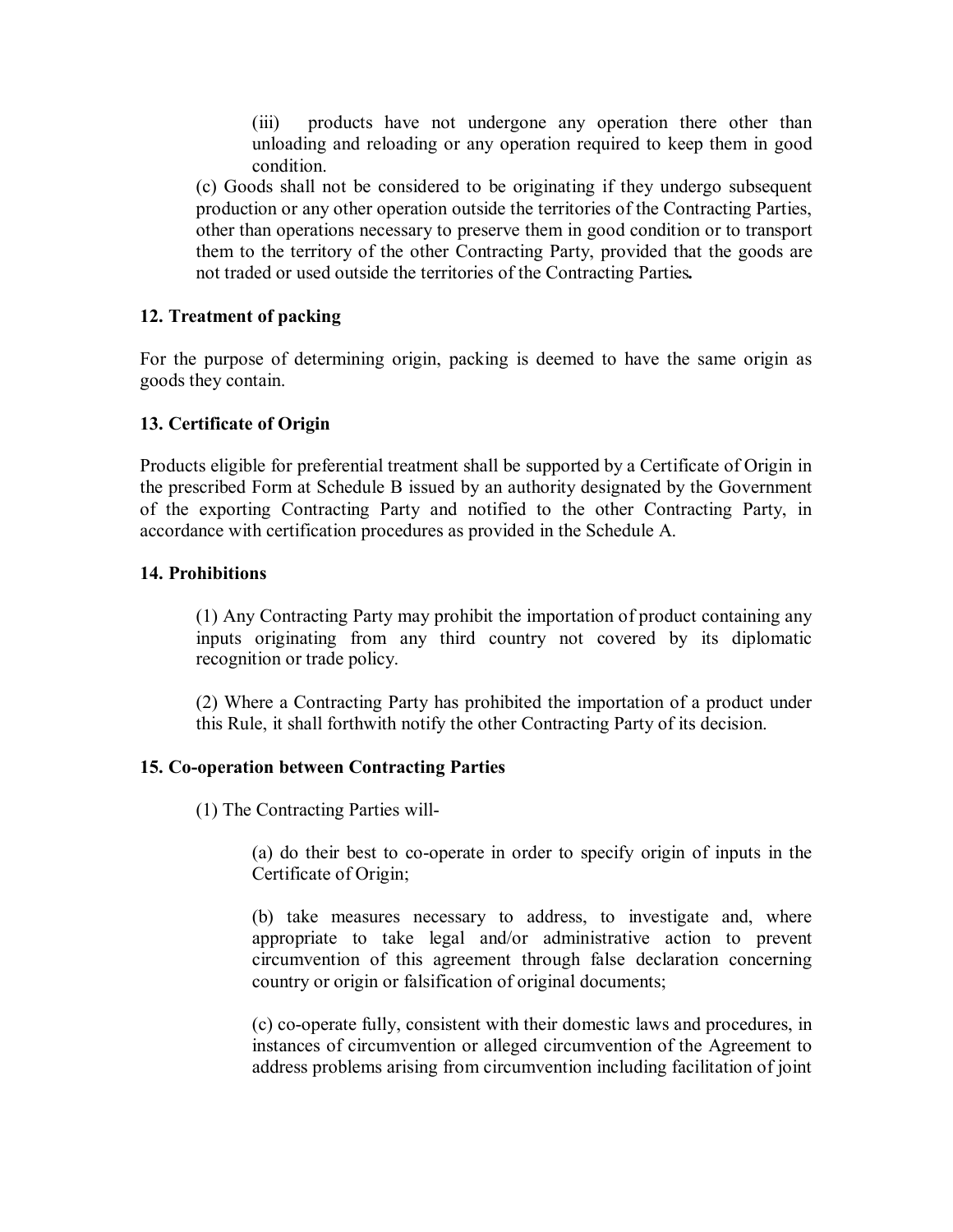(iii) products have not undergone any operation there other than unloading and reloading or any operation required to keep them in good condition.

(c) Goods shall not be considered to be originating if they undergo subsequent production or any other operation outside the territories of the Contracting Parties, other than operations necessary to preserve them in good condition or to transport them to the territory of the other Contracting Party, provided that the goods are not traded or used outside the territories of the Contracting Parties**.**

**12. Treatment of packing**

For the purpose of determining origin, packing is deemed to have the same origin as goods they contain.

**13. Certificate of Origin**

Products eligible for preferential treatment shall be supported by a Certificate of Origin in the prescribed Form at Schedule B issued by an authority designated by the Government of the exporting Contracting Party and notified to the other Contracting Party, in accordance with certification procedures as provided in the Schedule A.

**14. Prohibitions**

(1) Any Contracting Party may prohibit the importation of product containing any inputs originating from any third country not covered by its diplomatic recognition or trade policy.

(2) Where a Contracting Party has prohibited the importation of a product under this Rule, it shall forthwith notify the other Contracting Party of its decision.

**15. Co-operation between Contracting Parties**

(1) The Contracting Parties will-

(a) do their best to co-operate in order to specify origin of inputs in the Certificate of Origin;

(b) take measures necessary to address, to investigate and, where appropriate to take legal and/or administrative action to prevent circumvention of this agreement through false declaration concerning country or origin or falsification of original documents;

(c) co-operate fully, consistent with their domestic laws and procedures, in instances of circumvention or alleged circumvention of the Agreement to address problems arising from circumvention including facilitation of joint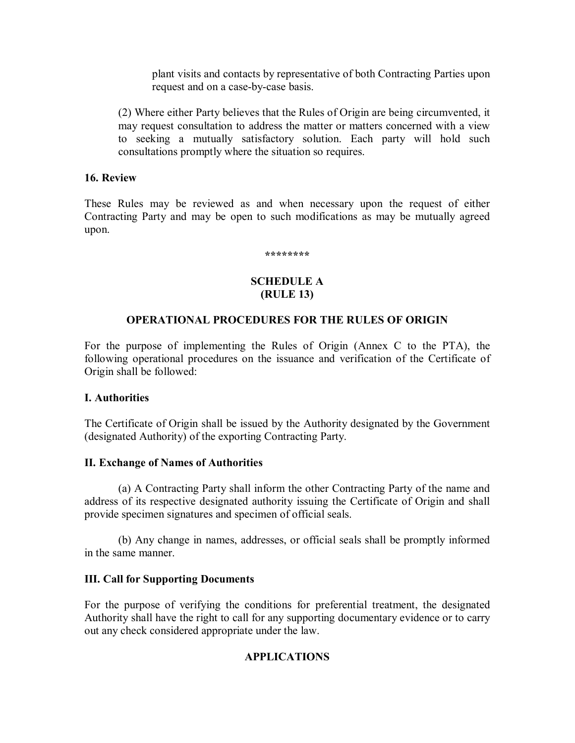plant visits and contacts by representative of both Contracting Parties upon request and on a case-by-case basis.

(2) Where either Party believes that the Rules of Origin are being circumvented, it may request consultation to address the matter or matters concerned with a view to seeking a mutually satisfactory solution. Each party will hold such consultations promptly where the situation so requires.

**16. Review**

These Rules may be reviewed as and when necessary upon the request of either Contracting Party and may be open to such modifications as may be mutually agreed upon.

********

## SCHEDULE A
## (RULE 13)

### OPERATIONAL PROCEDURES FOR THE RULES OF ORIGIN

For the purpose of implementing the Rules of Origin (Annex C to the PTA), the following operational procedures on the issuance and verification of the Certificate of Origin shall be followed:

**I. Authorities**

The Certificate of Origin shall be issued by the Authority designated by the Government (designated Authority) of the exporting Contracting Party.

**II. Exchange of Names of Authorities**

(a) A Contracting Party shall inform the other Contracting Party of the name and address of its respective designated authority issuing the Certificate of Origin and shall provide specimen signatures and specimen of official seals.

(b) Any change in names, addresses, or official seals shall be promptly informed in the same manner.

**III. Call for Supporting Documents**

For the purpose of verifying the conditions for preferential treatment, the designated Authority shall have the right to call for any supporting documentary evidence or to carry out any check considered appropriate under the law.

### APPLICATIONS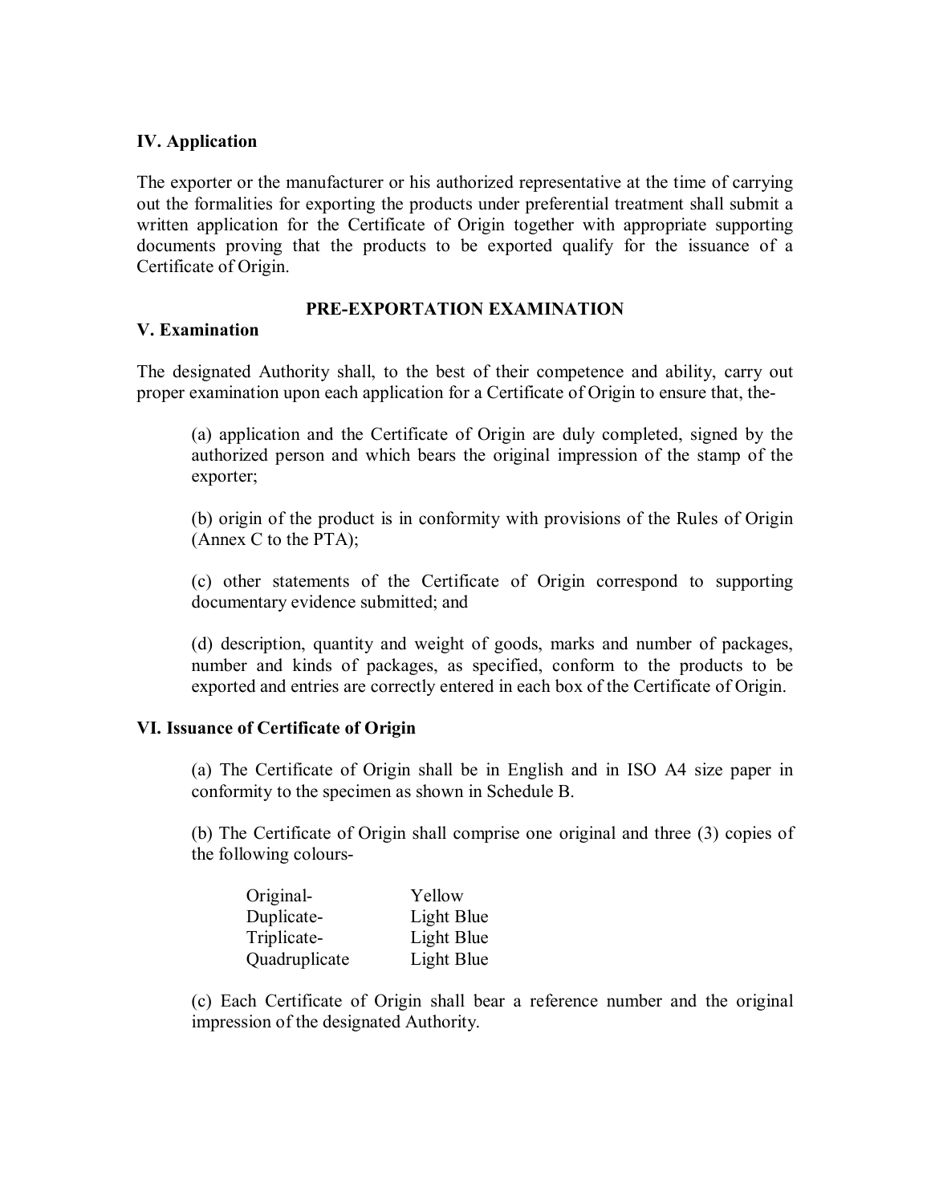**IV. Application**

The exporter or the manufacturer or his authorized representative at the time of carrying out the formalities for exporting the products under preferential treatment shall submit a written application for the Certificate of Origin together with appropriate supporting documents proving that the products to be exported qualify for the issuance of a Certificate of Origin.

**PRE-EXPORTATION EXAMINATION**

**V. Examination**

The designated Authority shall, to the best of their competence and ability, carry out proper examination upon each application for a Certificate of Origin to ensure that, the-

(a) application and the Certificate of Origin are duly completed, signed by the authorized person and which bears the original impression of the stamp of the exporter;

(b) origin of the product is in conformity with provisions of the Rules of Origin (Annex C to the PTA);

(c) other statements of the Certificate of Origin correspond to supporting documentary evidence submitted; and

(d) description, quantity and weight of goods, marks and number of packages, number and kinds of packages, as specified, conform to the products to be exported and entries are correctly entered in each box of the Certificate of Origin.

**VI. Issuance of Certificate of Origin**

(a) The Certificate of Origin shall be in English and in ISO A4 size paper in conformity to the specimen as shown in Schedule B.

(b) The Certificate of Origin shall comprise one original and three (3) copies of the following colours-

| | |
|---|---|
| Original- | Yellow |
| Duplicate- | Light Blue |
| Triplicate- | Light Blue |
| Quadruplicate | Light Blue |

(c) Each Certificate of Origin shall bear a reference number and the original impression of the designated Authority.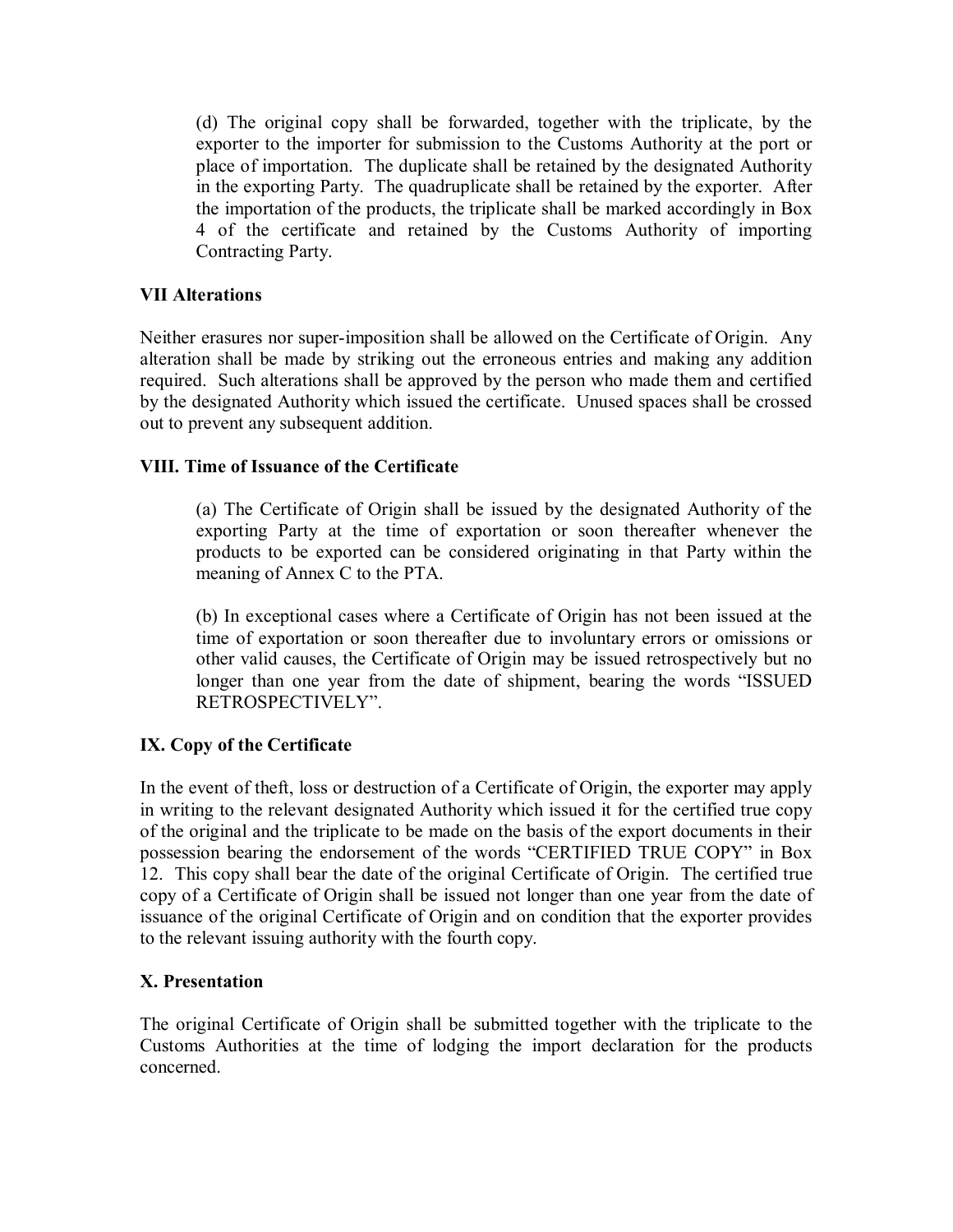(d) The original copy shall be forwarded, together with the triplicate, by the exporter to the importer for submission to the Customs Authority at the port or place of importation. The duplicate shall be retained by the designated Authority in the exporting Party. The quadruplicate shall be retained by the exporter. After the importation of the products, the triplicate shall be marked accordingly in Box 4 of the certificate and retained by the Customs Authority of importing Contracting Party.

### VII Alterations

Neither erasures nor super-imposition shall be allowed on the Certificate of Origin. Any alteration shall be made by striking out the erroneous entries and making any addition required. Such alterations shall be approved by the person who made them and certified by the designated Authority which issued the certificate. Unused spaces shall be crossed out to prevent any subsequent addition.

### VIII. Time of Issuance of the Certificate

(a) The Certificate of Origin shall be issued by the designated Authority of the exporting Party at the time of exportation or soon thereafter whenever the products to be exported can be considered originating in that Party within the meaning of Annex C to the PTA.

(b) In exceptional cases where a Certificate of Origin has not been issued at the time of exportation or soon thereafter due to involuntary errors or omissions or other valid causes, the Certificate of Origin may be issued retrospectively but no longer than one year from the date of shipment, bearing the words "ISSUED RETROSPECTIVELY".

### IX. Copy of the Certificate

In the event of theft, loss or destruction of a Certificate of Origin, the exporter may apply in writing to the relevant designated Authority which issued it for the certified true copy of the original and the triplicate to be made on the basis of the export documents in their possession bearing the endorsement of the words "CERTIFIED TRUE COPY" in Box 12. This copy shall bear the date of the original Certificate of Origin. The certified true copy of a Certificate of Origin shall be issued not longer than one year from the date of issuance of the original Certificate of Origin and on condition that the exporter provides to the relevant issuing authority with the fourth copy.

### X. Presentation

The original Certificate of Origin shall be submitted together with the triplicate to the Customs Authorities at the time of lodging the import declaration for the products concerned.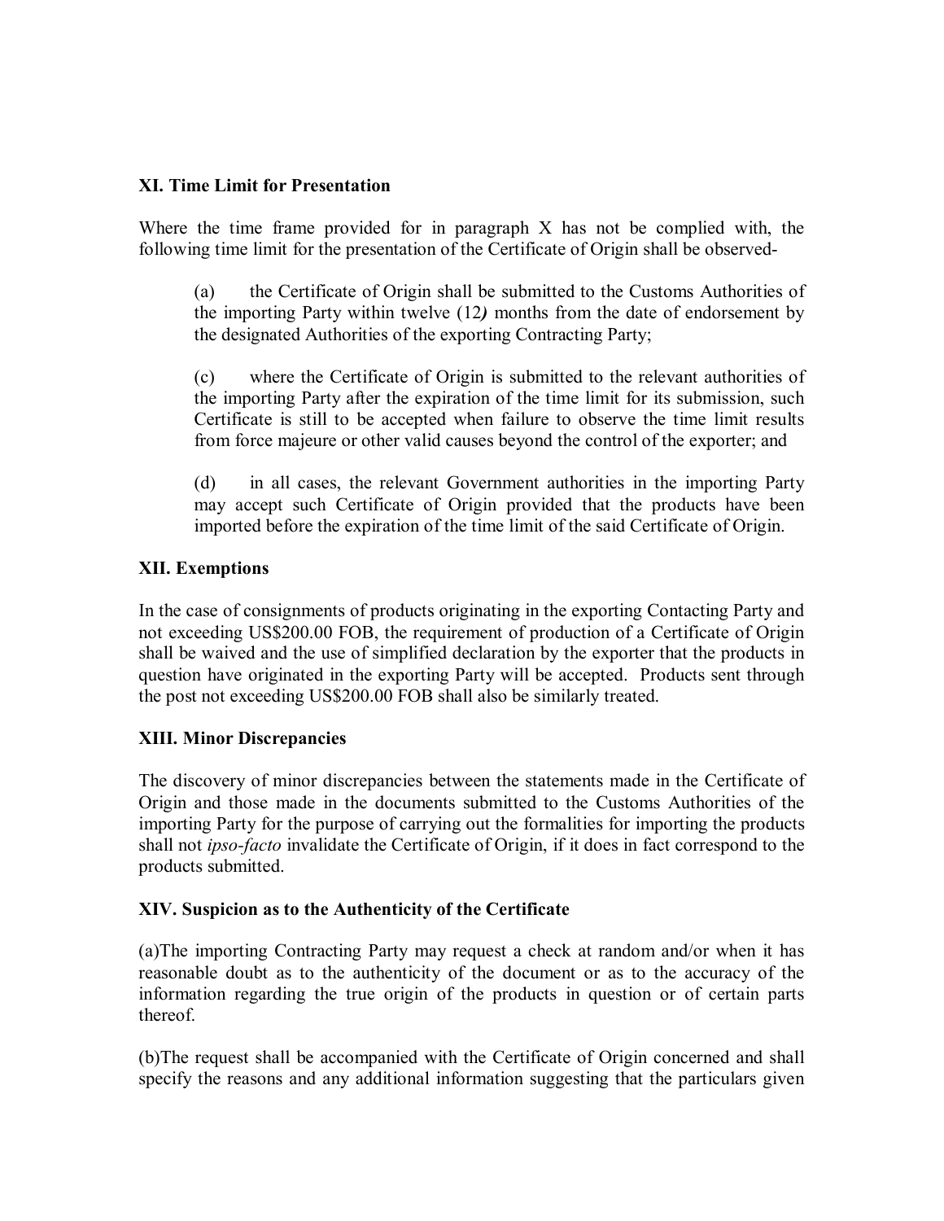**XI. Time Limit for Presentation**

Where the time frame provided for in paragraph X has not be complied with, the following time limit for the presentation of the Certificate of Origin shall be observed-

(a) the Certificate of Origin shall be submitted to the Customs Authorities of the importing Party within twelve (12) months from the date of endorsement by the designated Authorities of the exporting Contracting Party;

(c) where the Certificate of Origin is submitted to the relevant authorities of the importing Party after the expiration of the time limit for its submission, such Certificate is still to be accepted when failure to observe the time limit results from force majeure or other valid causes beyond the control of the exporter; and

(d) in all cases, the relevant Government authorities in the importing Party may accept such Certificate of Origin provided that the products have been imported before the expiration of the time limit of the said Certificate of Origin.

**XII. Exemptions**

In the case of consignments of products originating in the exporting Contacting Party and not exceeding US$200.00 FOB, the requirement of production of a Certificate of Origin shall be waived and the use of simplified declaration by the exporter that the products in question have originated in the exporting Party will be accepted. Products sent through the post not exceeding US$200.00 FOB shall also be similarly treated.

**XIII. Minor Discrepancies**

The discovery of minor discrepancies between the statements made in the Certificate of Origin and those made in the documents submitted to the Customs Authorities of the importing Party for the purpose of carrying out the formalities for importing the products shall not *ipso-facto* invalidate the Certificate of Origin, if it does in fact correspond to the products submitted.

**XIV. Suspicion as to the Authenticity of the Certificate**

(a)The importing Contracting Party may request a check at random and/or when it has reasonable doubt as to the authenticity of the document or as to the accuracy of the information regarding the true origin of the products in question or of certain parts thereof.

(b)The request shall be accompanied with the Certificate of Origin concerned and shall specify the reasons and any additional information suggesting that the particulars given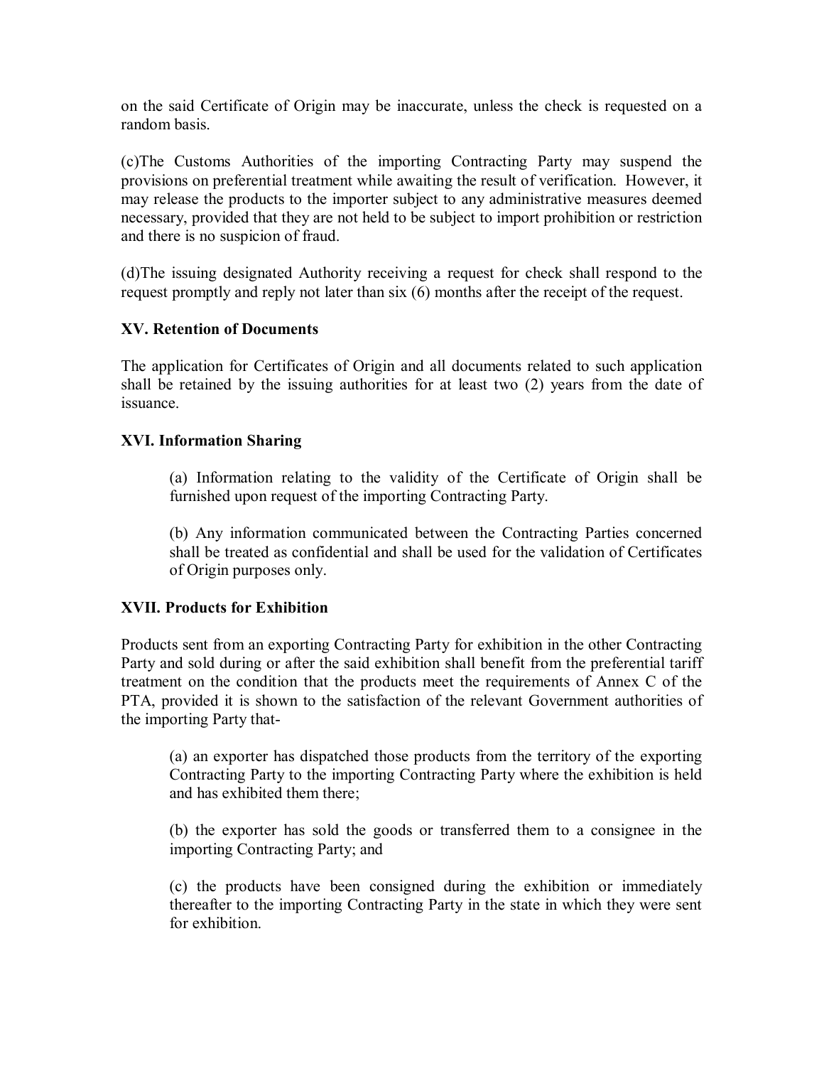on the said Certificate of Origin may be inaccurate, unless the check is requested on a random basis.

(c)The Customs Authorities of the importing Contracting Party may suspend the provisions on preferential treatment while awaiting the result of verification. However, it may release the products to the importer subject to any administrative measures deemed necessary, provided that they are not held to be subject to import prohibition or restriction and there is no suspicion of fraud.

(d)The issuing designated Authority receiving a request for check shall respond to the request promptly and reply not later than six (6) months after the receipt of the request.

**XV. Retention of Documents**

The application for Certificates of Origin and all documents related to such application shall be retained by the issuing authorities for at least two (2) years from the date of issuance.

**XVI. Information Sharing**

(a) Information relating to the validity of the Certificate of Origin shall be furnished upon request of the importing Contracting Party.

(b) Any information communicated between the Contracting Parties concerned shall be treated as confidential and shall be used for the validation of Certificates of Origin purposes only.

**XVII. Products for Exhibition**

Products sent from an exporting Contracting Party for exhibition in the other Contracting Party and sold during or after the said exhibition shall benefit from the preferential tariff treatment on the condition that the products meet the requirements of Annex C of the PTA, provided it is shown to the satisfaction of the relevant Government authorities of the importing Party that-

(a) an exporter has dispatched those products from the territory of the exporting Contracting Party to the importing Contracting Party where the exhibition is held and has exhibited them there;

(b) the exporter has sold the goods or transferred them to a consignee in the importing Contracting Party; and

(c) the products have been consigned during the exhibition or immediately thereafter to the importing Contracting Party in the state in which they were sent for exhibition.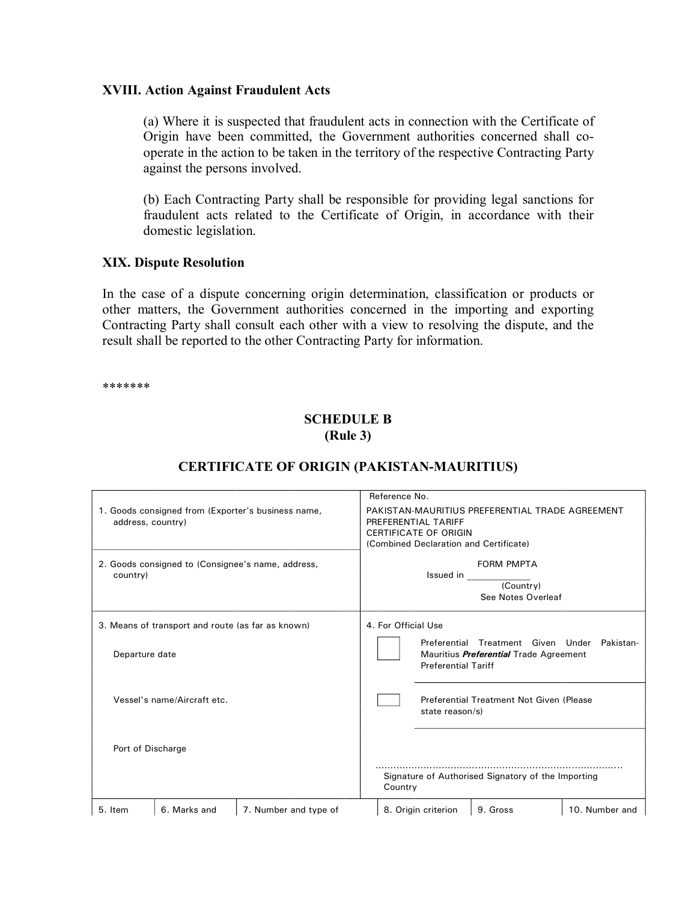**XVIII. Action Against Fraudulent Acts**

(a) Where it is suspected that fraudulent acts in connection with the Certificate of Origin have been committed, the Government authorities concerned shall co-operate in the action to be taken in the territory of the respective Contracting Party against the persons involved.

(b) Each Contracting Party shall be responsible for providing legal sanctions for fraudulent acts related to the Certificate of Origin, in accordance with their domestic legislation.

**XIX. Dispute Resolution**

In the case of a dispute concerning origin determination, classification or products or other matters, the Government authorities concerned in the importing and exporting Contracting Party shall consult each other with a view to resolving the dispute, and the result shall be reported to the other Contracting Party for information.

*******

## SCHEDULE B
## (Rule 3)

## CERTIFICATE OF ORIGIN (PAKISTAN-MAURITIUS)

| | |
|---|---|
| 1. Goods consigned from (Exporter's business name, address, country) | Reference No.<br>PAKISTAN-MAURITIUS PREFERENTIAL TRADE AGREEMENT<br>PREFERENTIAL TARIFF<br>CERTIFICATE OF ORIGIN<br>(Combined Declaration and Certificate) |
| 2. Goods consigned to (Consignee's name, address, country) | FORM PMPTA<br>Issued in \_\_\_\_\_\_\_\_\_\_\_\_<br>(Country)<br>See Notes Overleaf |
| 3. Means of transport and route (as far as known)<br><br>Departure date<br><br>Vessel's name/Aircraft etc.<br><br>Port of Discharge | 4. For Official Use<br><br>☐ Preferential Treatment Given Under Pakistan-Mauritius ***Preferential*** Trade Agreement Preferential Tariff<br><br>☐ Preferential Treatment Not Given (Please state reason/s)<br><br>.................................................................................<br>Signature of Authorised Signatory of the Importing Country |

| 5. Item | 6. Marks and | 7. Number and type of | 8. Origin criterion | 9. Gross | 10. Number and |
|---|---|---|---|---|---|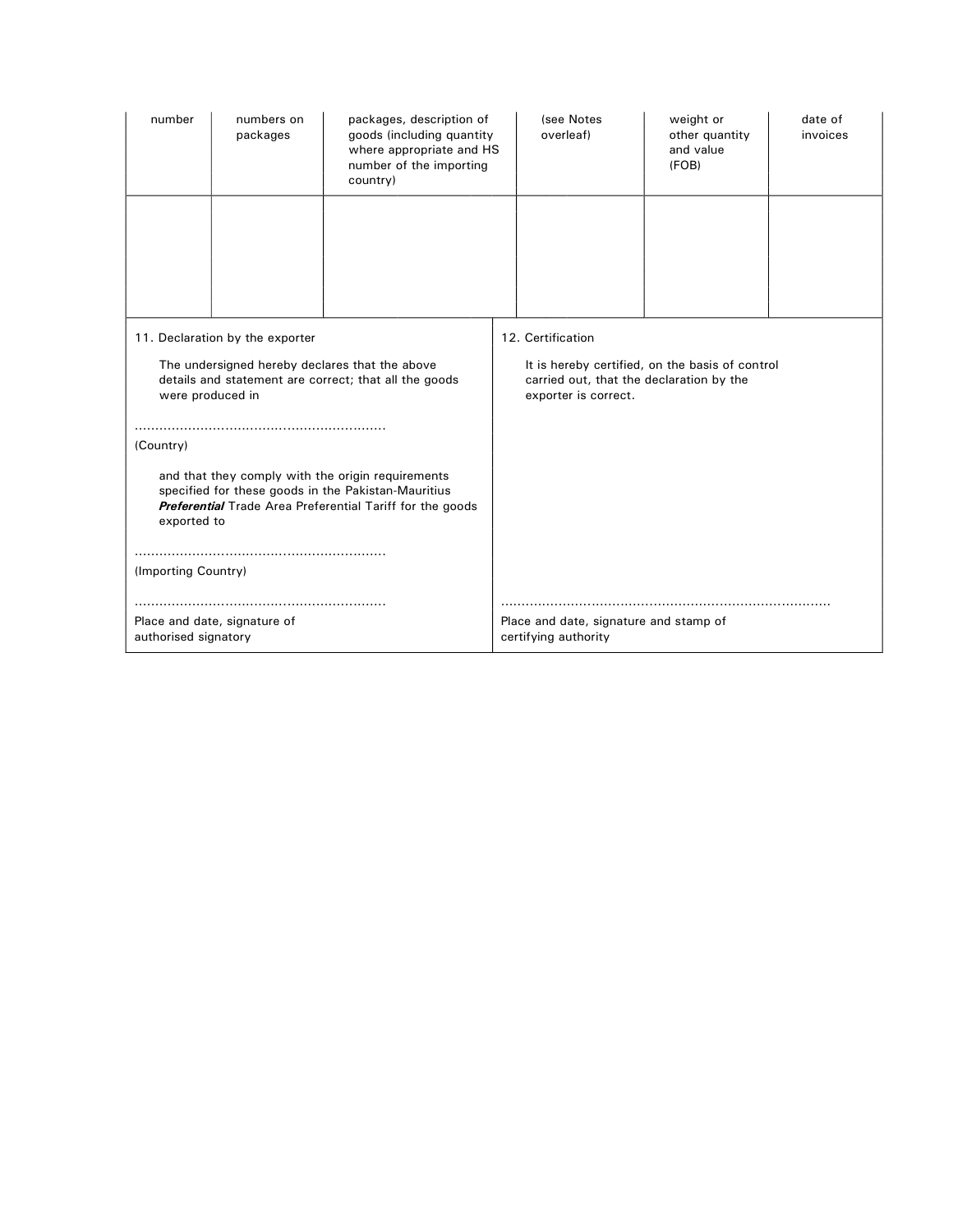| number | numbers on packages | packages, description of goods (including quantity where appropriate and HS number of the importing country) | (see Notes overleaf) | weight or other quantity and value (FOB) | date of invoices |
|---|---|---|---|---|---|
| | | | | | |

| 11. Declaration by the exporter | 12. Certification |
|---|---|
| The undersigned hereby declares that the above details and statement are correct; that all the goods were produced in<br><br>............................................................<br>(Country)<br><br>and that they comply with the origin requirements specified for these goods in the Pakistan-Mauritius ***Preferential*** Trade Area Preferential Tariff for the goods exported to<br><br>............................................................<br>(Importing Country)<br><br>............................................................<br>Place and date, signature of authorised signatory | It is hereby certified, on the basis of control carried out, that the declaration by the exporter is correct.<br><br>..............................................................................<br>Place and date, signature and stamp of certifying authority |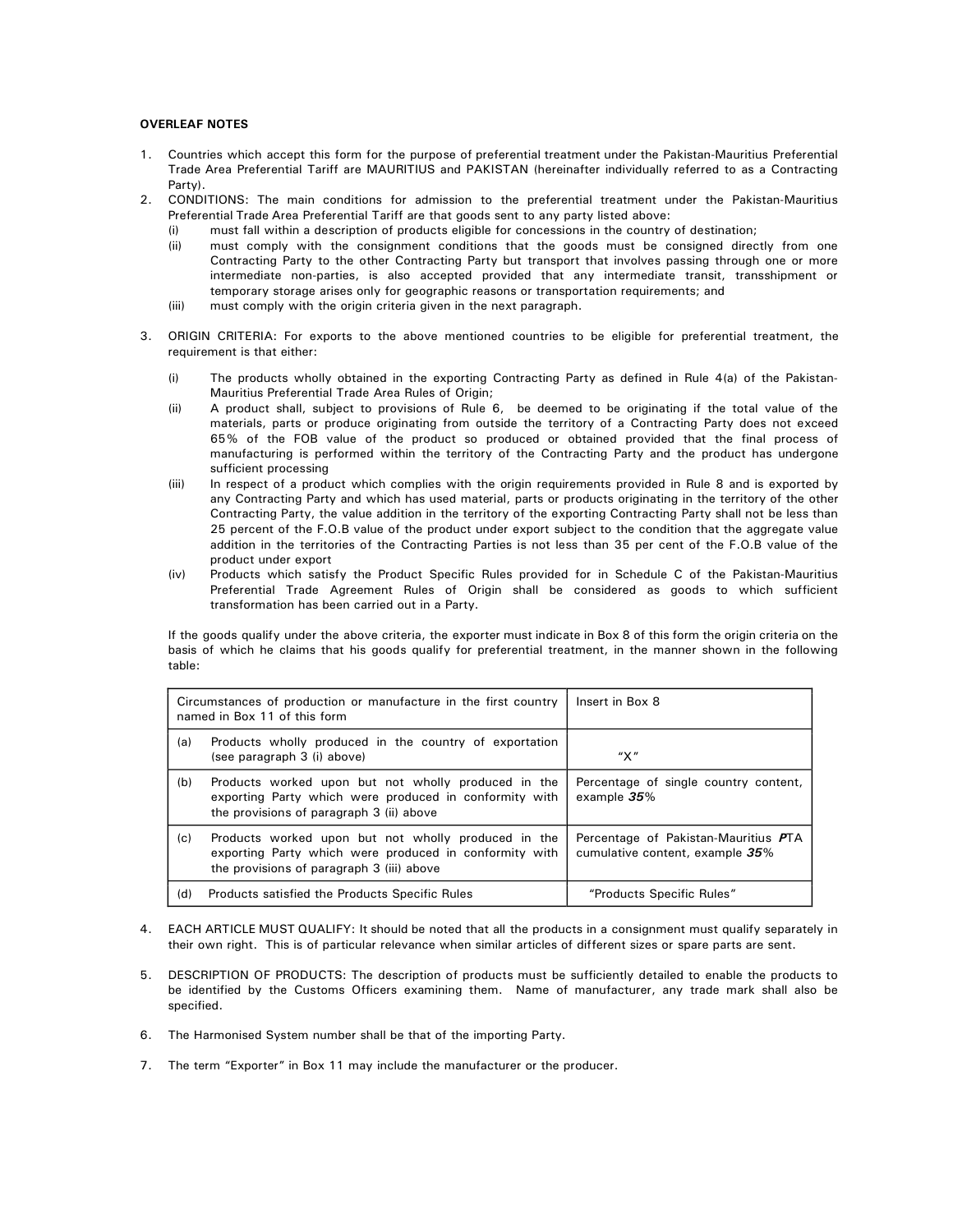**OVERLEAF NOTES**

1. Countries which accept this form for the purpose of preferential treatment under the Pakistan-Mauritius Preferential Trade Area Preferential Tariff are MAURITIUS and PAKISTAN (hereinafter individually referred to as a Contracting Party).
2. CONDITIONS: The main conditions for admission to the preferential treatment under the Pakistan-Mauritius Preferential Trade Area Preferential Tariff are that goods sent to any party listed above:
   (i) must fall within a description of products eligible for concessions in the country of destination;
   (ii) must comply with the consignment conditions that the goods must be consigned directly from one Contracting Party to the other Contracting Party but transport that involves passing through one or more intermediate non-parties, is also accepted provided that any intermediate transit, transshipment or temporary storage arises only for geographic reasons or transportation requirements; and
   (iii) must comply with the origin criteria given in the next paragraph.

3. ORIGIN CRITERIA: For exports to the above mentioned countries to be eligible for preferential treatment, the requirement is that either:

   (i) The products wholly obtained in the exporting Contracting Party as defined in Rule 4(a) of the Pakistan-Mauritius Preferential Trade Area Rules of Origin;
   (ii) A product shall, subject to provisions of Rule 6, be deemed to be originating if the total value of the materials, parts or produce originating from outside the territory of a Contracting Party does not exceed 65% of the FOB value of the product so produced or obtained provided that the final process of manufacturing is performed within the territory of the Contracting Party and the product has undergone sufficient processing
   (iii) In respect of a product which complies with the origin requirements provided in Rule 8 and is exported by any Contracting Party and which has used material, parts or products originating in the territory of the other Contracting Party, the value addition in the territory of the exporting Contracting Party shall not be less than 25 percent of the F.O.B value of the product under export subject to the condition that the aggregate value addition in the territories of the Contracting Parties is not less than 35 per cent of the F.O.B value of the product under export
   (iv) Products which satisfy the Product Specific Rules provided for in Schedule C of the Pakistan-Mauritius Preferential Trade Agreement Rules of Origin shall be considered as goods to which sufficient transformation has been carried out in a Party.

   If the goods qualify under the above criteria, the exporter must indicate in Box 8 of this form the origin criteria on the basis of which he claims that his goods qualify for preferential treatment, in the manner shown in the following table:

| Circumstances of production or manufacture in the first country named in Box 11 of this form | Insert in Box 8 |
|---|---|
| (a) Products wholly produced in the country of exportation (see paragraph 3 (i) above) | "X" |
| (b) Products worked upon but not wholly produced in the exporting Party which were produced in conformity with the provisions of paragraph 3 (ii) above | Percentage of single country content, example ***35***% |
| (c) Products worked upon but not wholly produced in the exporting Party which were produced in conformity with the provisions of paragraph 3 (iii) above | Percentage of Pakistan-Mauritius ***P***TA cumulative content, example ***35***% |
| (d) Products satisfied the Products Specific Rules | "Products Specific Rules" |

4. EACH ARTICLE MUST QUALIFY: It should be noted that all the products in a consignment must qualify separately in their own right. This is of particular relevance when similar articles of different sizes or spare parts are sent.

5. DESCRIPTION OF PRODUCTS: The description of products must be sufficiently detailed to enable the products to be identified by the Customs Officers examining them. Name of manufacturer, any trade mark shall also be specified.

6. The Harmonised System number shall be that of the importing Party.

7. The term "Exporter" in Box 11 may include the manufacturer or the producer.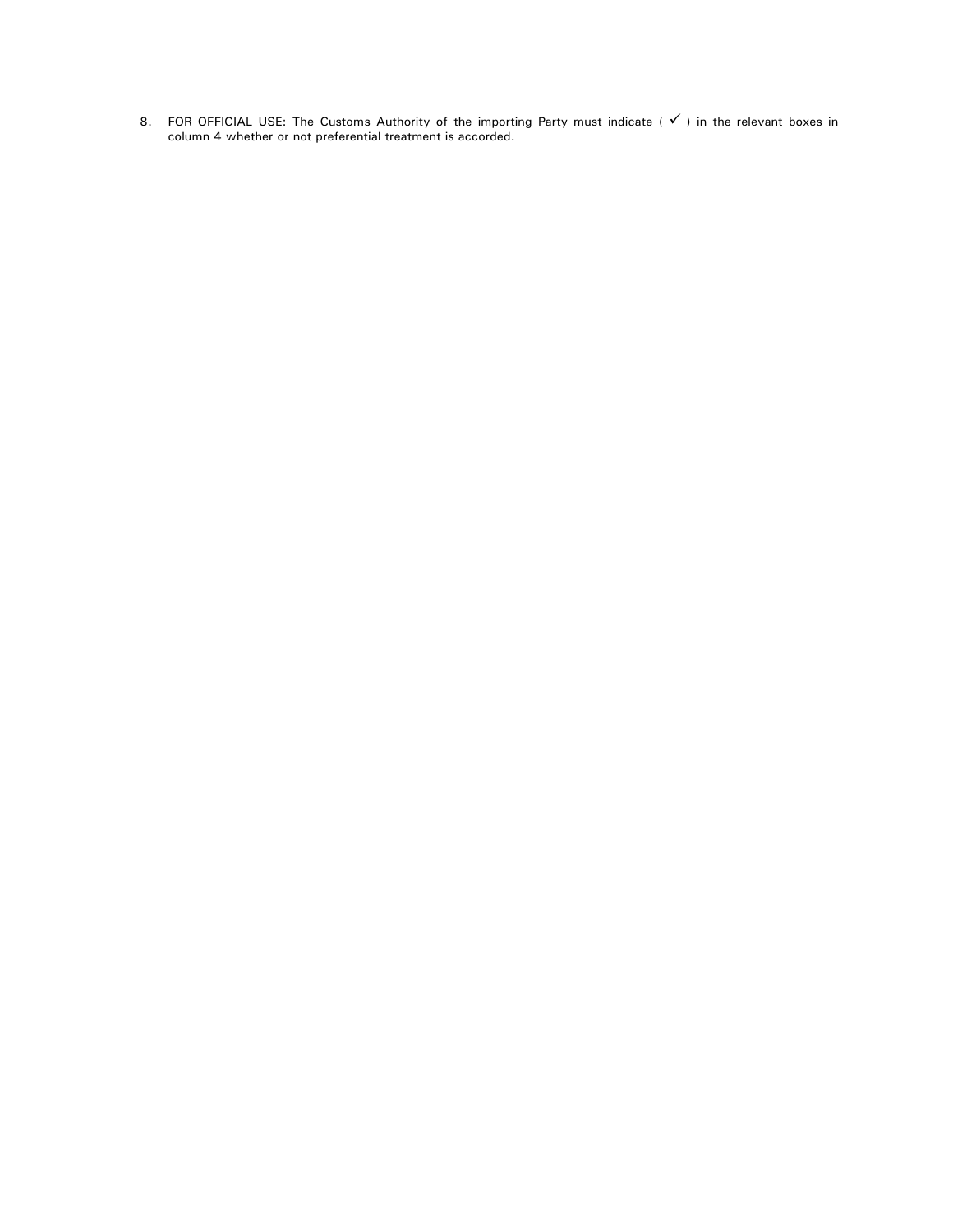8. FOR OFFICIAL USE: The Customs Authority of the importing Party must indicate ( ✓ ) in the relevant boxes in column 4 whether or not preferential treatment is accorded.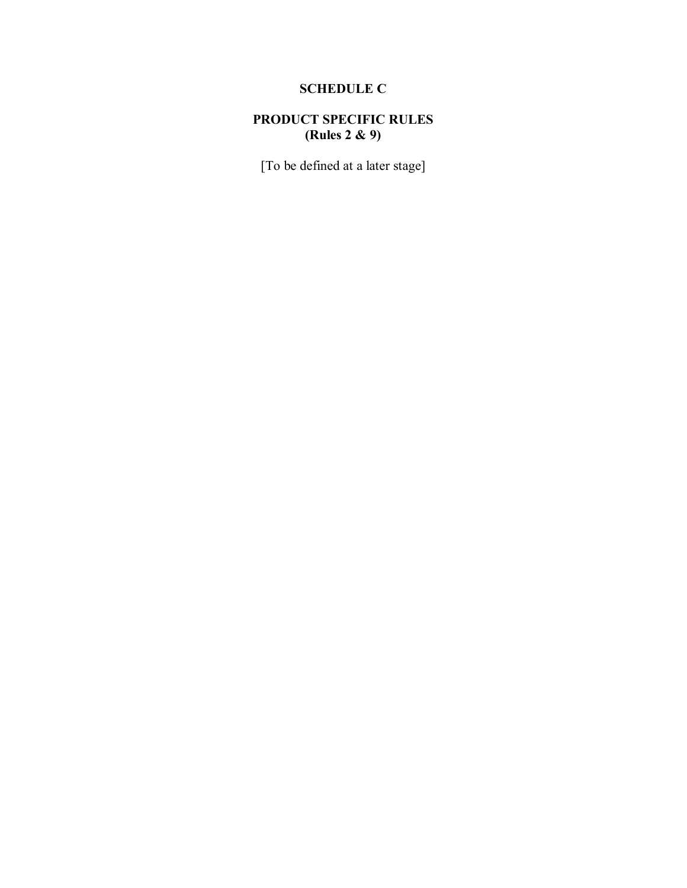# SCHEDULE C

## PRODUCT SPECIFIC RULES
## (Rules 2 & 9)

[To be defined at a later stage]